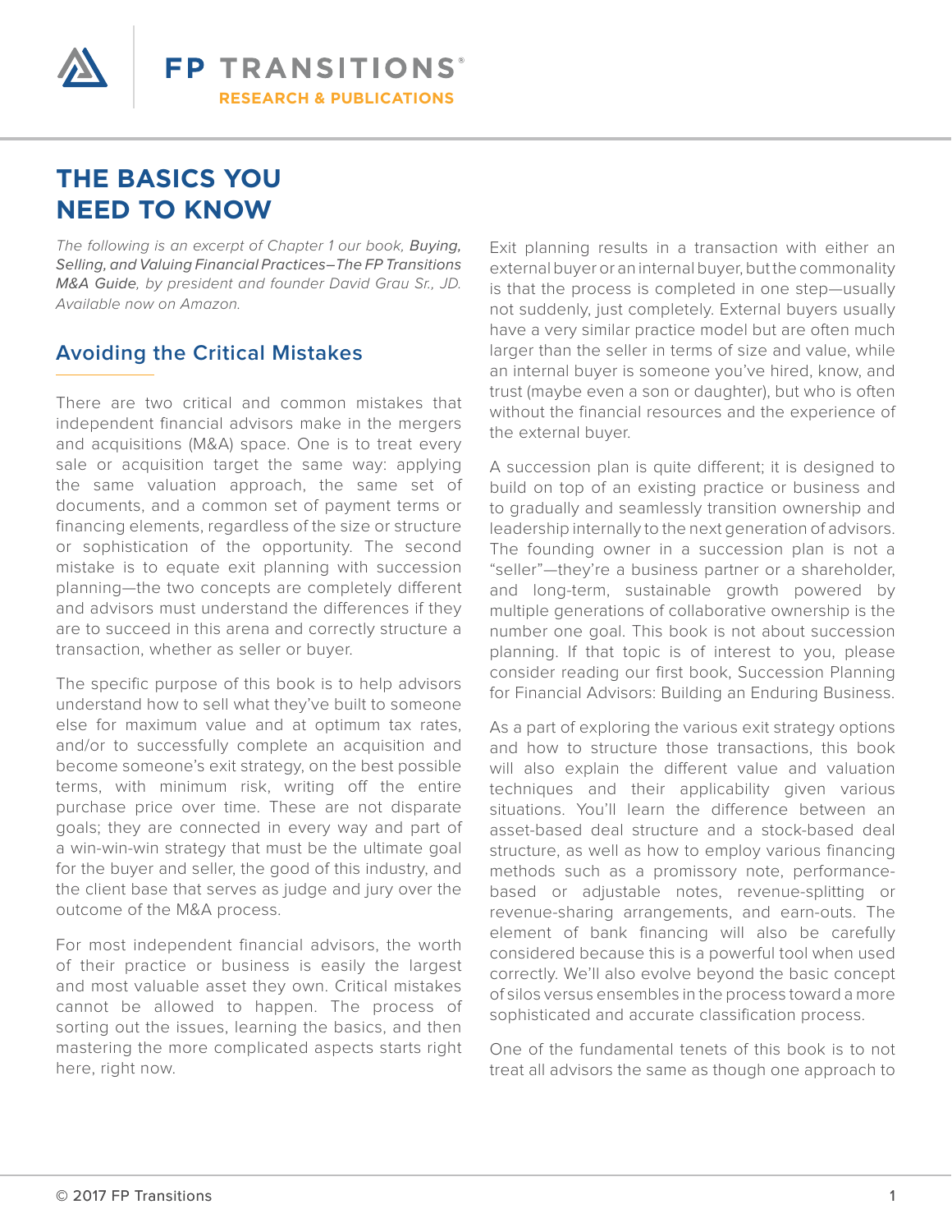# THE BASICS YOU NEED TO KNOW

*The following is an excerpt of Chapter 1 our book, **Buying, Selling, and Valuing Financial Practices–The FP Transitions M&A Guide**, by president and founder David Grau Sr., JD. Available now on Amazon.*

## Avoiding the Critical Mistakes

There are two critical and common mistakes that independent financial advisors make in the mergers and acquisitions (M&A) space. One is to treat every sale or acquisition target the same way: applying the same valuation approach, the same set of documents, and a common set of payment terms or financing elements, regardless of the size or structure or sophistication of the opportunity. The second mistake is to equate exit planning with succession planning—the two concepts are completely different and advisors must understand the differences if they are to succeed in this arena and correctly structure a transaction, whether as seller or buyer.

The specific purpose of this book is to help advisors understand how to sell what they've built to someone else for maximum value and at optimum tax rates, and/or to successfully complete an acquisition and become someone's exit strategy, on the best possible terms, with minimum risk, writing off the entire purchase price over time. These are not disparate goals; they are connected in every way and part of a win-win-win strategy that must be the ultimate goal for the buyer and seller, the good of this industry, and the client base that serves as judge and jury over the outcome of the M&A process.

For most independent financial advisors, the worth of their practice or business is easily the largest and most valuable asset they own. Critical mistakes cannot be allowed to happen. The process of sorting out the issues, learning the basics, and then mastering the more complicated aspects starts right here, right now.

Exit planning results in a transaction with either an external buyer or an internal buyer, but the commonality is that the process is completed in one step—usually not suddenly, just completely. External buyers usually have a very similar practice model but are often much larger than the seller in terms of size and value, while an internal buyer is someone you've hired, know, and trust (maybe even a son or daughter), but who is often without the financial resources and the experience of the external buyer.

A succession plan is quite different; it is designed to build on top of an existing practice or business and to gradually and seamlessly transition ownership and leadership internally to the next generation of advisors. The founding owner in a succession plan is not a "seller"—they're a business partner or a shareholder, and long-term, sustainable growth powered by multiple generations of collaborative ownership is the number one goal. This book is not about succession planning. If that topic is of interest to you, please consider reading our first book, Succession Planning for Financial Advisors: Building an Enduring Business.

As a part of exploring the various exit strategy options and how to structure those transactions, this book will also explain the different value and valuation techniques and their applicability given various situations. You'll learn the difference between an asset-based deal structure and a stock-based deal structure, as well as how to employ various financing methods such as a promissory note, performance-based or adjustable notes, revenue-splitting or revenue-sharing arrangements, and earn-outs. The element of bank financing will also be carefully considered because this is a powerful tool when used correctly. We'll also evolve beyond the basic concept of silos versus ensembles in the process toward a more sophisticated and accurate classification process.

One of the fundamental tenets of this book is to not treat all advisors the same as though one approach to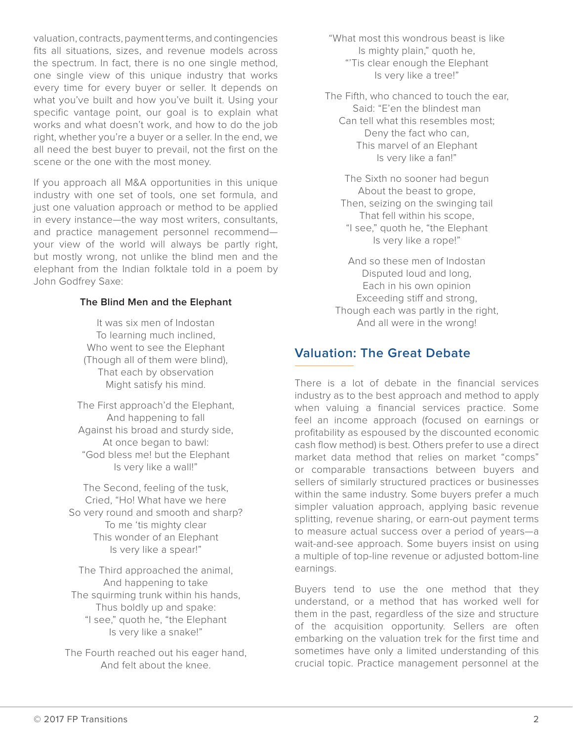valuation, contracts, payment terms, and contingencies fits all situations, sizes, and revenue models across the spectrum. In fact, there is no one single method, one single view of this unique industry that works every time for every buyer or seller. It depends on what you've built and how you've built it. Using your specific vantage point, our goal is to explain what works and what doesn't work, and how to do the job right, whether you're a buyer or a seller. In the end, we all need the best buyer to prevail, not the first on the scene or the one with the most money.

If you approach all M&A opportunities in this unique industry with one set of tools, one set formula, and just one valuation approach or method to be applied in every instance—the way most writers, consultants, and practice management personnel recommend—your view of the world will always be partly right, but mostly wrong, not unlike the blind men and the elephant from the Indian folktale told in a poem by John Godfrey Saxe:

**The Blind Men and the Elephant**

It was six men of Indostan  
To learning much inclined,  
Who went to see the Elephant  
(Though all of them were blind),  
That each by observation  
Might satisfy his mind.

The First approach'd the Elephant,  
And happening to fall  
Against his broad and sturdy side,  
At once began to bawl:  
"God bless me! but the Elephant  
Is very like a wall!"

The Second, feeling of the tusk,  
Cried, "Ho! What have we here  
So very round and smooth and sharp?  
To me 'tis mighty clear  
This wonder of an Elephant  
Is very like a spear!"

The Third approached the animal,  
And happening to take  
The squirming trunk within his hands,  
Thus boldly up and spake:  
"I see," quoth he, "the Elephant  
Is very like a snake!"

The Fourth reached out his eager hand,  
And felt about the knee.  
"What most this wondrous beast is like  
Is mighty plain," quoth he,  
"'Tis clear enough the Elephant  
Is very like a tree!"

The Fifth, who chanced to touch the ear,  
Said: "E'en the blindest man  
Can tell what this resembles most;  
Deny the fact who can,  
This marvel of an Elephant  
Is very like a fan!"

The Sixth no sooner had begun  
About the beast to grope,  
Then, seizing on the swinging tail  
That fell within his scope,  
"I see," quoth he, "the Elephant  
Is very like a rope!"

And so these men of Indostan  
Disputed loud and long,  
Each in his own opinion  
Exceeding stiff and strong,  
Though each was partly in the right,  
And all were in the wrong!

## Valuation: The Great Debate

There is a lot of debate in the financial services industry as to the best approach and method to apply when valuing a financial services practice. Some feel an income approach (focused on earnings or profitability as espoused by the discounted economic cash flow method) is best. Others prefer to use a direct market data method that relies on market "comps" or comparable transactions between buyers and sellers of similarly structured practices or businesses within the same industry. Some buyers prefer a much simpler valuation approach, applying basic revenue splitting, revenue sharing, or earn-out payment terms to measure actual success over a period of years—a wait-and-see approach. Some buyers insist on using a multiple of top-line revenue or adjusted bottom-line earnings.

Buyers tend to use the one method that they understand, or a method that has worked well for them in the past, regardless of the size and structure of the acquisition opportunity. Sellers are often embarking on the valuation trek for the first time and sometimes have only a limited understanding of this crucial topic. Practice management personnel at the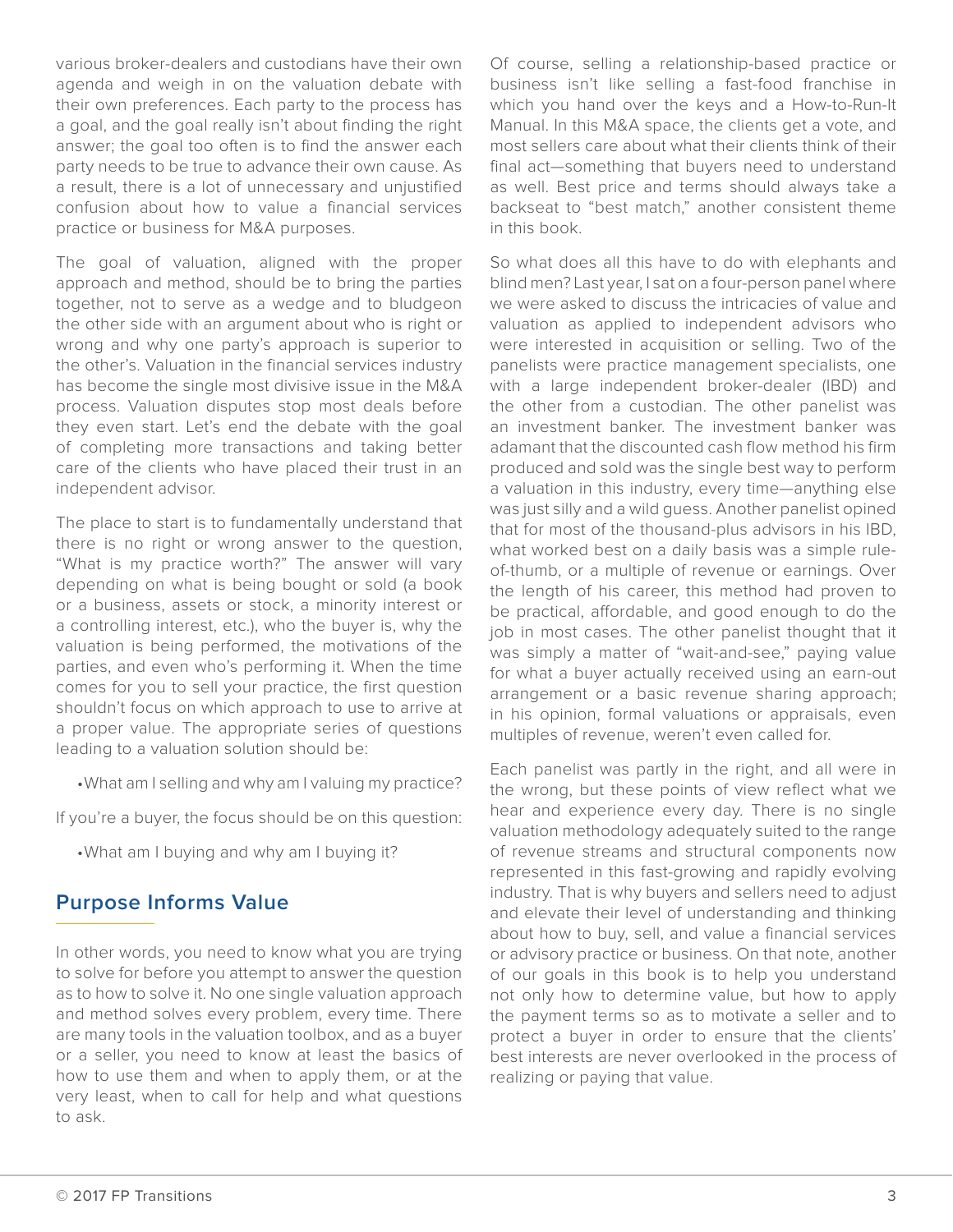various broker-dealers and custodians have their own agenda and weigh in on the valuation debate with their own preferences. Each party to the process has a goal, and the goal really isn't about finding the right answer; the goal too often is to find the answer each party needs to be true to advance their own cause. As a result, there is a lot of unnecessary and unjustified confusion about how to value a financial services practice or business for M&A purposes.

The goal of valuation, aligned with the proper approach and method, should be to bring the parties together, not to serve as a wedge and to bludgeon the other side with an argument about who is right or wrong and why one party's approach is superior to the other's. Valuation in the financial services industry has become the single most divisive issue in the M&A process. Valuation disputes stop most deals before they even start. Let's end the debate with the goal of completing more transactions and taking better care of the clients who have placed their trust in an independent advisor.

The place to start is to fundamentally understand that there is no right or wrong answer to the question, "What is my practice worth?" The answer will vary depending on what is being bought or sold (a book or a business, assets or stock, a minority interest or a controlling interest, etc.), who the buyer is, why the valuation is being performed, the motivations of the parties, and even who's performing it. When the time comes for you to sell your practice, the first question shouldn't focus on which approach to use to arrive at a proper value. The appropriate series of questions leading to a valuation solution should be:

- What am I selling and why am I valuing my practice?

If you're a buyer, the focus should be on this question:

- What am I buying and why am I buying it?

## Purpose Informs Value

In other words, you need to know what you are trying to solve for before you attempt to answer the question as to how to solve it. No one single valuation approach and method solves every problem, every time. There are many tools in the valuation toolbox, and as a buyer or a seller, you need to know at least the basics of how to use them and when to apply them, or at the very least, when to call for help and what questions to ask.

Of course, selling a relationship-based practice or business isn't like selling a fast-food franchise in which you hand over the keys and a How-to-Run-It Manual. In this M&A space, the clients get a vote, and most sellers care about what their clients think of their final act—something that buyers need to understand as well. Best price and terms should always take a backseat to "best match," another consistent theme in this book.

So what does all this have to do with elephants and blind men? Last year, I sat on a four-person panel where we were asked to discuss the intricacies of value and valuation as applied to independent advisors who were interested in acquisition or selling. Two of the panelists were practice management specialists, one with a large independent broker-dealer (IBD) and the other from a custodian. The other panelist was an investment banker. The investment banker was adamant that the discounted cash flow method his firm produced and sold was the single best way to perform a valuation in this industry, every time—anything else was just silly and a wild guess. Another panelist opined that for most of the thousand-plus advisors in his IBD, what worked best on a daily basis was a simple rule-of-thumb, or a multiple of revenue or earnings. Over the length of his career, this method had proven to be practical, affordable, and good enough to do the job in most cases. The other panelist thought that it was simply a matter of "wait-and-see," paying value for what a buyer actually received using an earn-out arrangement or a basic revenue sharing approach; in his opinion, formal valuations or appraisals, even multiples of revenue, weren't even called for.

Each panelist was partly in the right, and all were in the wrong, but these points of view reflect what we hear and experience every day. There is no single valuation methodology adequately suited to the range of revenue streams and structural components now represented in this fast-growing and rapidly evolving industry. That is why buyers and sellers need to adjust and elevate their level of understanding and thinking about how to buy, sell, and value a financial services or advisory practice or business. On that note, another of our goals in this book is to help you understand not only how to determine value, but how to apply the payment terms so as to motivate a seller and to protect a buyer in order to ensure that the clients' best interests are never overlooked in the process of realizing or paying that value.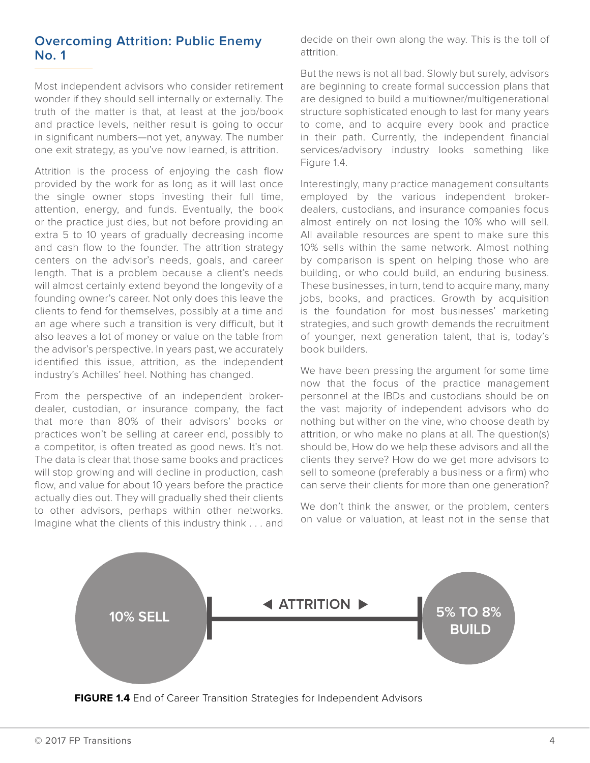## Overcoming Attrition: Public Enemy No. 1

Most independent advisors who consider retirement wonder if they should sell internally or externally. The truth of the matter is that, at least at the job/book and practice levels, neither result is going to occur in significant numbers—not yet, anyway. The number one exit strategy, as you've now learned, is attrition.

Attrition is the process of enjoying the cash flow provided by the work for as long as it will last once the single owner stops investing their full time, attention, energy, and funds. Eventually, the book or the practice just dies, but not before providing an extra 5 to 10 years of gradually decreasing income and cash flow to the founder. The attrition strategy centers on the advisor's needs, goals, and career length. That is a problem because a client's needs will almost certainly extend beyond the longevity of a founding owner's career. Not only does this leave the clients to fend for themselves, possibly at a time and an age where such a transition is very difficult, but it also leaves a lot of money or value on the table from the advisor's perspective. In years past, we accurately identified this issue, attrition, as the independent industry's Achilles' heel. Nothing has changed.

From the perspective of an independent broker-dealer, custodian, or insurance company, the fact that more than 80% of their advisors' books or practices won't be selling at career end, possibly to a competitor, is often treated as good news. It's not. The data is clear that those same books and practices will stop growing and will decline in production, cash flow, and value for about 10 years before the practice actually dies out. They will gradually shed their clients to other advisors, perhaps within other networks. Imagine what the clients of this industry think . . . and decide on their own along the way. This is the toll of attrition.

But the news is not all bad. Slowly but surely, advisors are beginning to create formal succession plans that are designed to build a multiowner/multigenerational structure sophisticated enough to last for many years to come, and to acquire every book and practice in their path. Currently, the independent financial services/advisory industry looks something like Figure 1.4.

Interestingly, many practice management consultants employed by the various independent broker-dealers, custodians, and insurance companies focus almost entirely on not losing the 10% who will sell. All available resources are spent to make sure this 10% sells within the same network. Almost nothing by comparison is spent on helping those who are building, or who could build, an enduring business. These businesses, in turn, tend to acquire many, many jobs, books, and practices. Growth by acquisition is the foundation for most businesses' marketing strategies, and such growth demands the recruitment of younger, next generation talent, that is, today's book builders.

We have been pressing the argument for some time now that the focus of the practice management personnel at the IBDs and custodians should be on the vast majority of independent advisors who do nothing but wither on the vine, who choose death by attrition, or who make no plans at all. The question(s) should be, How do we help these advisors and all the clients they serve? How do we get more advisors to sell to someone (preferably a business or a firm) who can serve their clients for more than one generation?

We don't think the answer, or the problem, centers on value or valuation, at least not in the sense that

10% SELL

◀ ATTRITION ▶

5% TO 8% BUILD

**FIGURE 1.4** End of Career Transition Strategies for Independent Advisors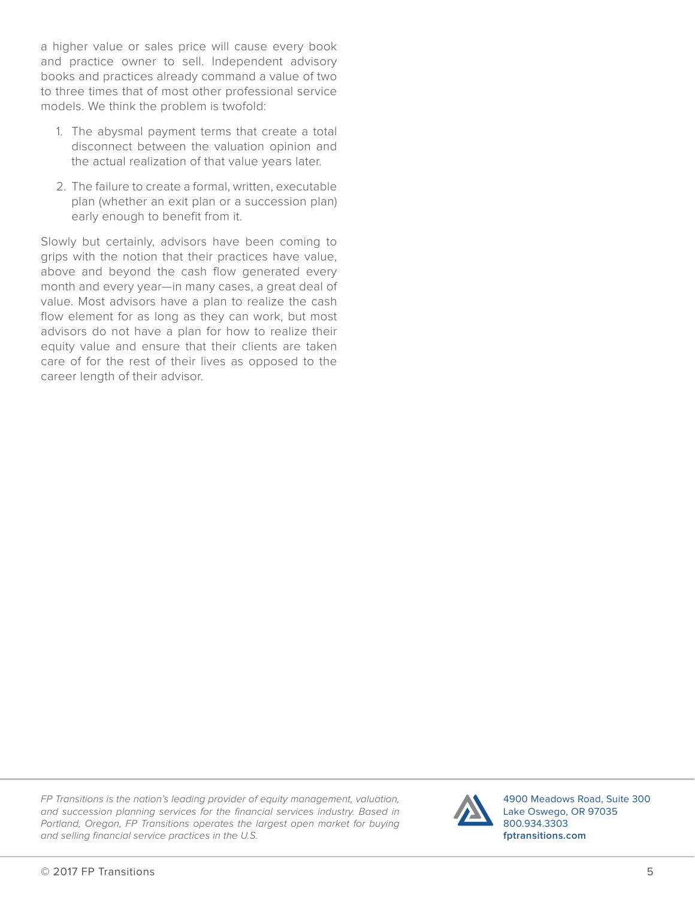a higher value or sales price will cause every book and practice owner to sell. Independent advisory books and practices already command a value of two to three times that of most other professional service models. We think the problem is twofold:

1. The abysmal payment terms that create a total disconnect between the valuation opinion and the actual realization of that value years later.
2. The failure to create a formal, written, executable plan (whether an exit plan or a succession plan) early enough to benefit from it.

Slowly but certainly, advisors have been coming to grips with the notion that their practices have value, above and beyond the cash flow generated every month and every year—in many cases, a great deal of value. Most advisors have a plan to realize the cash flow element for as long as they can work, but most advisors do not have a plan for how to realize their equity value and ensure that their clients are taken care of for the rest of their lives as opposed to the career length of their advisor.

*FP Transitions is the nation's leading provider of equity management, valuation, and succession planning services for the financial services industry. Based in Portland, Oregon, FP Transitions operates the largest open market for buying and selling financial service practices in the U.S.*

4900 Meadows Road, Suite 300
Lake Oswego, OR 97035
800.934.3303
**fptransitions.com**

© 2017 FP Transitions